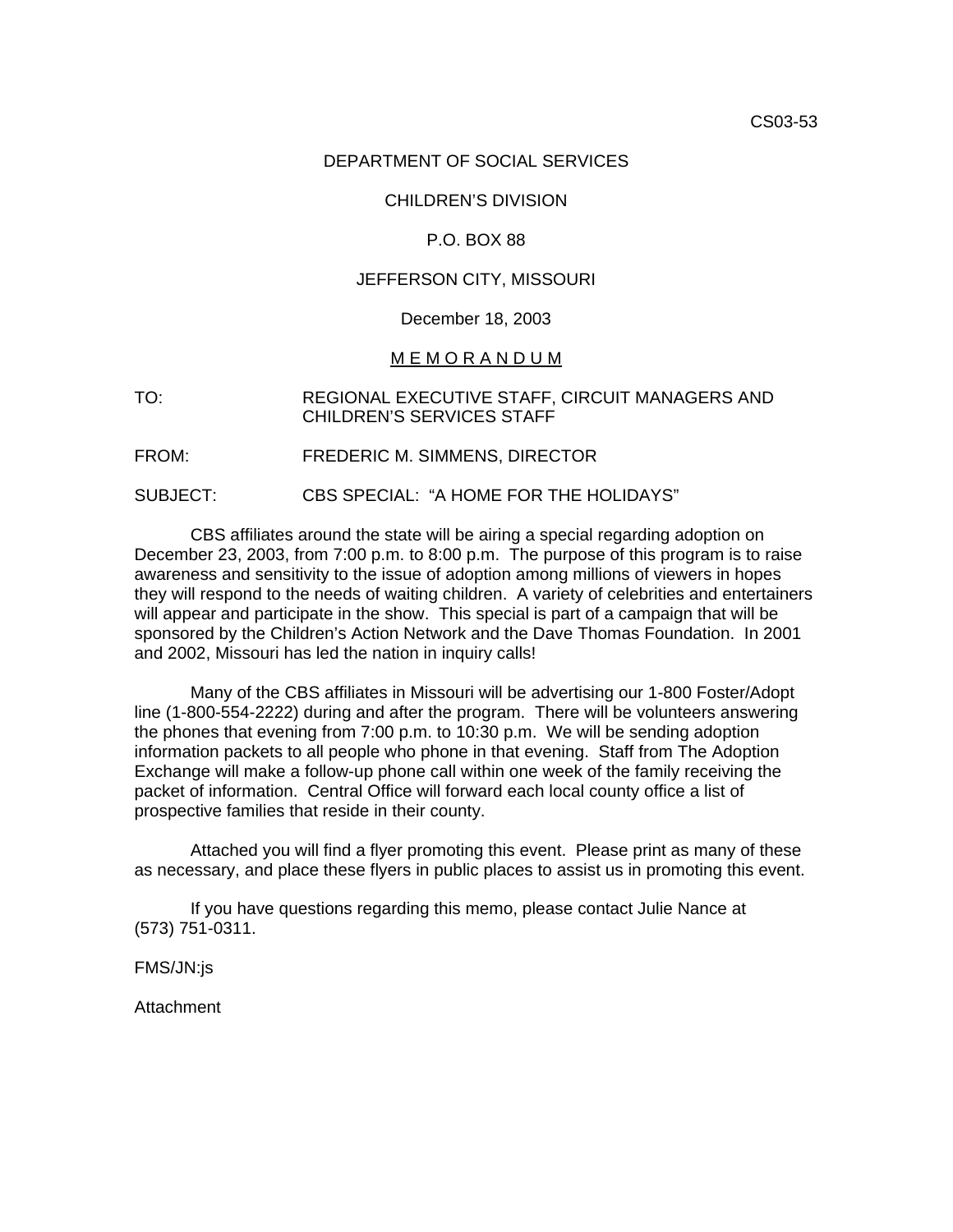CS03-53

DEPARTMENT OF SOCIAL SERVICES

CHILDREN'S DIVISION

P.O. BOX 88

JEFFERSON CITY, MISSOURI

December 18, 2003

M E M O R A N D U M

TO: REGIONAL EXECUTIVE STAFF, CIRCUIT MANAGERS AND CHILDREN'S SERVICES STAFF

FROM: FREDERIC M. SIMMENS, DIRECTOR

SUBJECT: CBS SPECIAL: "A HOME FOR THE HOLIDAYS"

CBS affiliates around the state will be airing a special regarding adoption on December 23, 2003, from 7:00 p.m. to 8:00 p.m. The purpose of this program is to raise awareness and sensitivity to the issue of adoption among millions of viewers in hopes they will respond to the needs of waiting children. A variety of celebrities and entertainers will appear and participate in the show. This special is part of a campaign that will be sponsored by the Children's Action Network and the Dave Thomas Foundation. In 2001 and 2002, Missouri has led the nation in inquiry calls!

Many of the CBS affiliates in Missouri will be advertising our 1-800 Foster/Adopt line (1-800-554-2222) during and after the program. There will be volunteers answering the phones that evening from 7:00 p.m. to 10:30 p.m. We will be sending adoption information packets to all people who phone in that evening. Staff from The Adoption Exchange will make a follow-up phone call within one week of the family receiving the packet of information. Central Office will forward each local county office a list of prospective families that reside in their county.

Attached you will find a flyer promoting this event. Please print as many of these as necessary, and place these flyers in public places to assist us in promoting this event.

If you have questions regarding this memo, please contact Julie Nance at (573) 751-0311.

FMS/JN:js

Attachment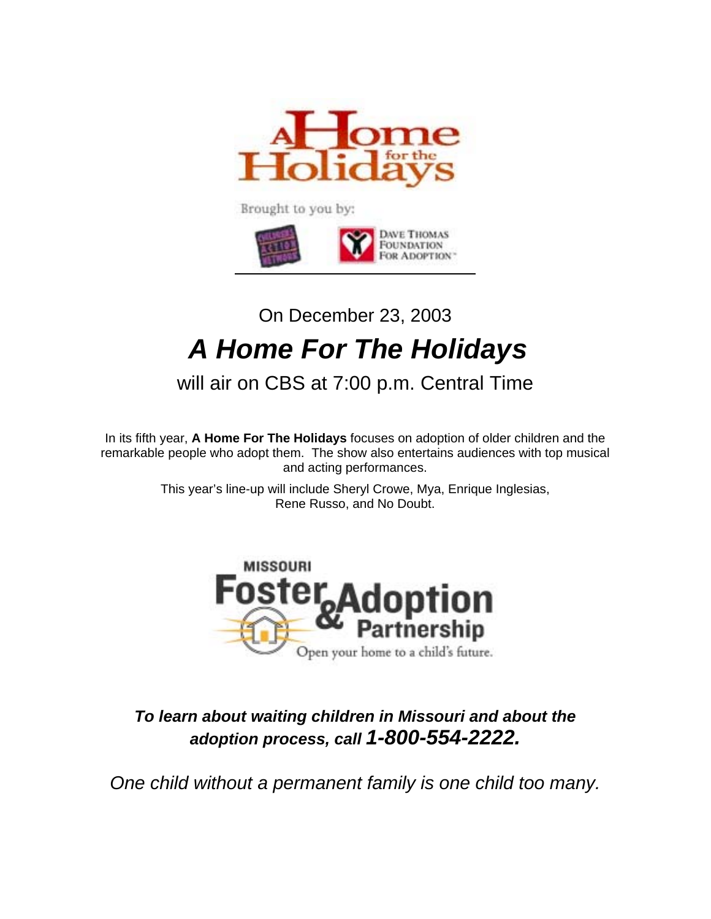# A Home for the Holidays

Brought to you by:

Children's Action Network

Dave Thomas Foundation for Adoption

---

On December 23, 2003

## *A Home For The Holidays*

will air on CBS at 7:00 p.m. Central Time

In its fifth year, **A Home For The Holidays** focuses on adoption of older children and the remarkable people who adopt them. The show also entertains audiences with top musical and acting performances.

This year's line-up will include Sheryl Crowe, Mya, Enrique Inglesias, Rene Russo, and No Doubt.

MISSOURI

Foster & Adoption Partnership

Open your home to a child's future.

***To learn about waiting children in Missouri and about the adoption process, call 1-800-554-2222.***

*One child without a permanent family is one child too many.*